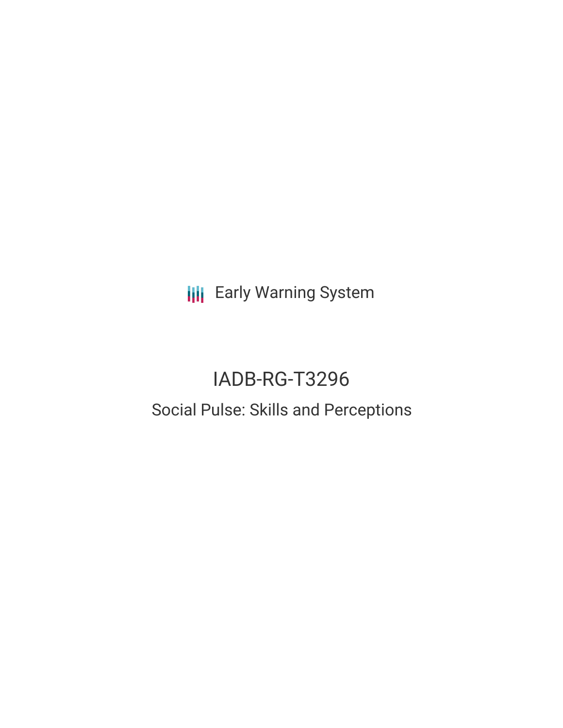Early Warning System

# IADB-RG-T3296

## Social Pulse: Skills and Perceptions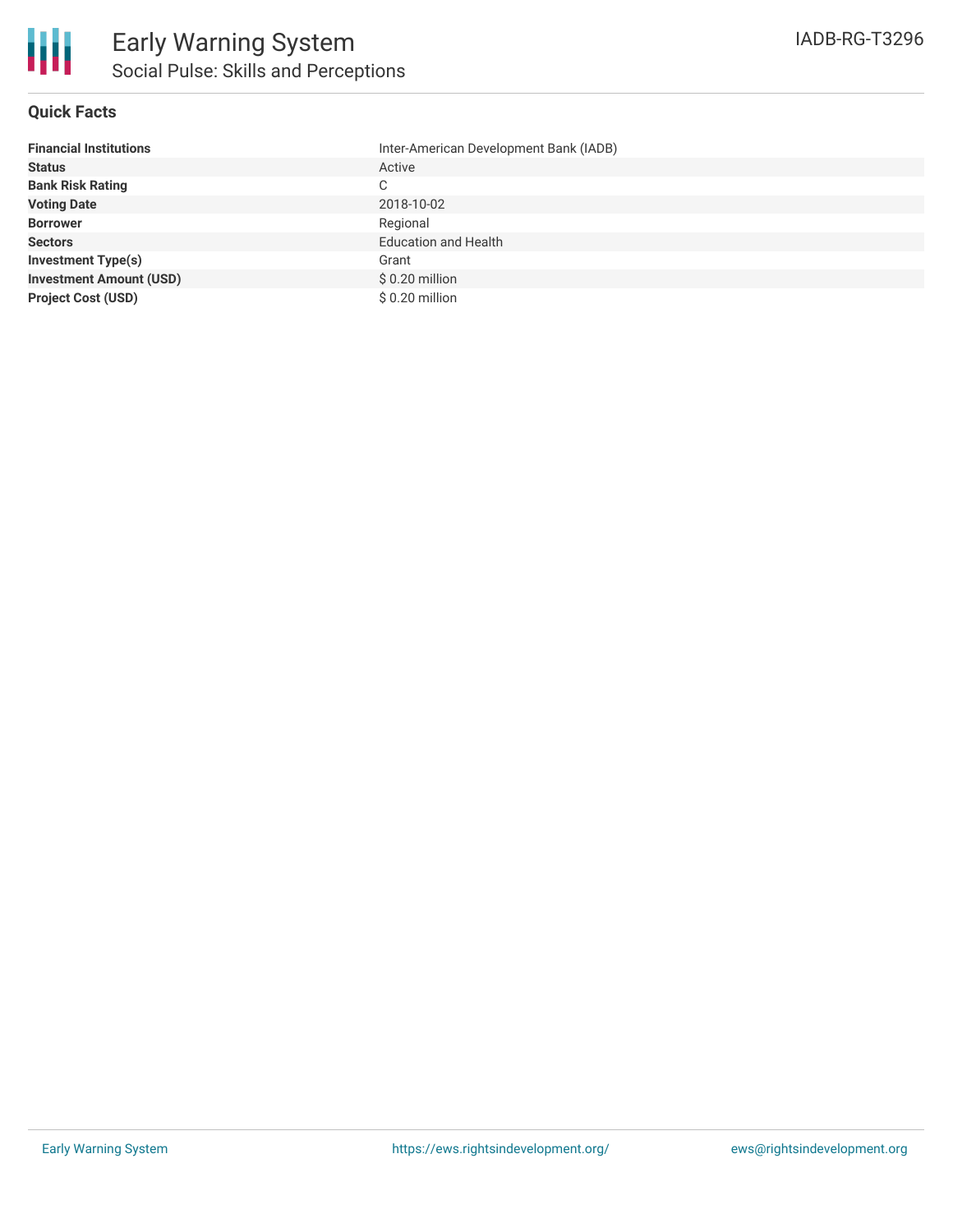# Early Warning System

## Social Pulse: Skills and Perceptions

IADB-RG-T3296

### Quick Facts

| | |
|---|---|
| **Financial Institutions** | Inter-American Development Bank (IADB) |
| **Status** | Active |
| **Bank Risk Rating** | C |
| **Voting Date** | 2018-10-02 |
| **Borrower** | Regional |
| **Sectors** | Education and Health |
| **Investment Type(s)** | Grant |
| **Investment Amount (USD)** | $ 0.20 million |
| **Project Cost (USD)** | $ 0.20 million |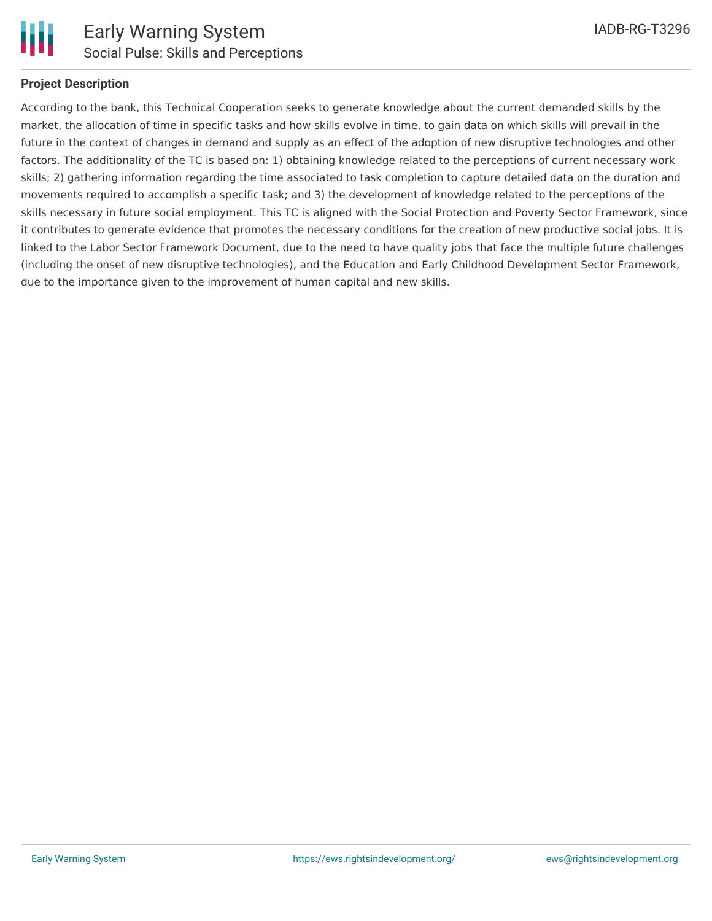## Project Description

According to the bank, this Technical Cooperation seeks to generate knowledge about the current demanded skills by the market, the allocation of time in specific tasks and how skills evolve in time, to gain data on which skills will prevail in the future in the context of changes in demand and supply as an effect of the adoption of new disruptive technologies and other factors. The additionality of the TC is based on: 1) obtaining knowledge related to the perceptions of current necessary work skills; 2) gathering information regarding the time associated to task completion to capture detailed data on the duration and movements required to accomplish a specific task; and 3) the development of knowledge related to the perceptions of the skills necessary in future social employment. This TC is aligned with the Social Protection and Poverty Sector Framework, since it contributes to generate evidence that promotes the necessary conditions for the creation of new productive social jobs. It is linked to the Labor Sector Framework Document, due to the need to have quality jobs that face the multiple future challenges (including the onset of new disruptive technologies), and the Education and Early Childhood Development Sector Framework, due to the importance given to the improvement of human capital and new skills.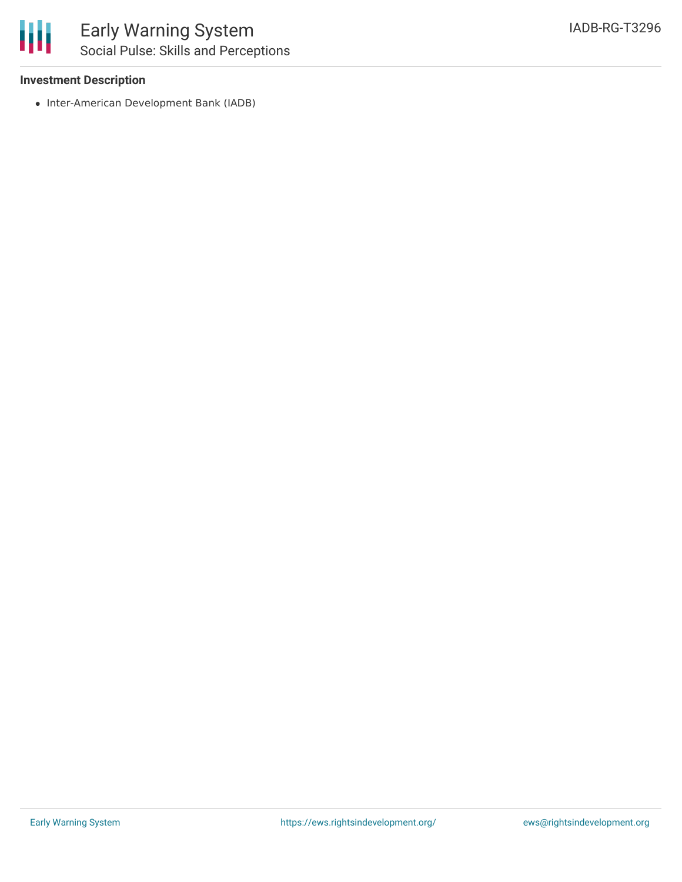**Investment Description**

- Inter-American Development Bank (IADB)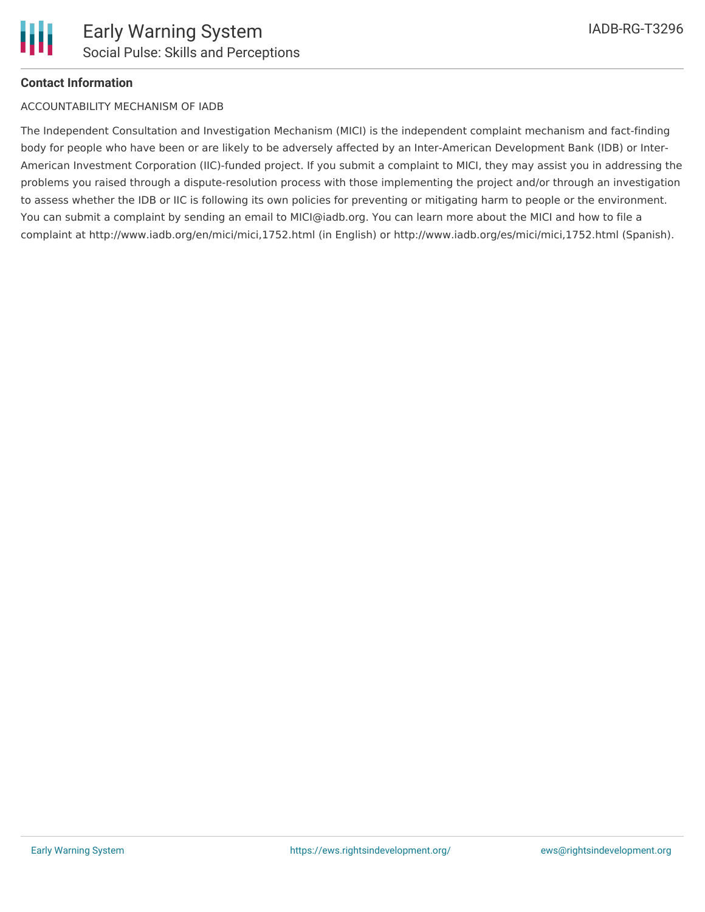**Contact Information**

ACCOUNTABILITY MECHANISM OF IADB

The Independent Consultation and Investigation Mechanism (MICI) is the independent complaint mechanism and fact-finding body for people who have been or are likely to be adversely affected by an Inter-American Development Bank (IDB) or Inter-American Investment Corporation (IIC)-funded project. If you submit a complaint to MICI, they may assist you in addressing the problems you raised through a dispute-resolution process with those implementing the project and/or through an investigation to assess whether the IDB or IIC is following its own policies for preventing or mitigating harm to people or the environment. You can submit a complaint by sending an email to MICI@iadb.org. You can learn more about the MICI and how to file a complaint at http://www.iadb.org/en/mici/mici,1752.html (in English) or http://www.iadb.org/es/mici/mici,1752.html (Spanish).